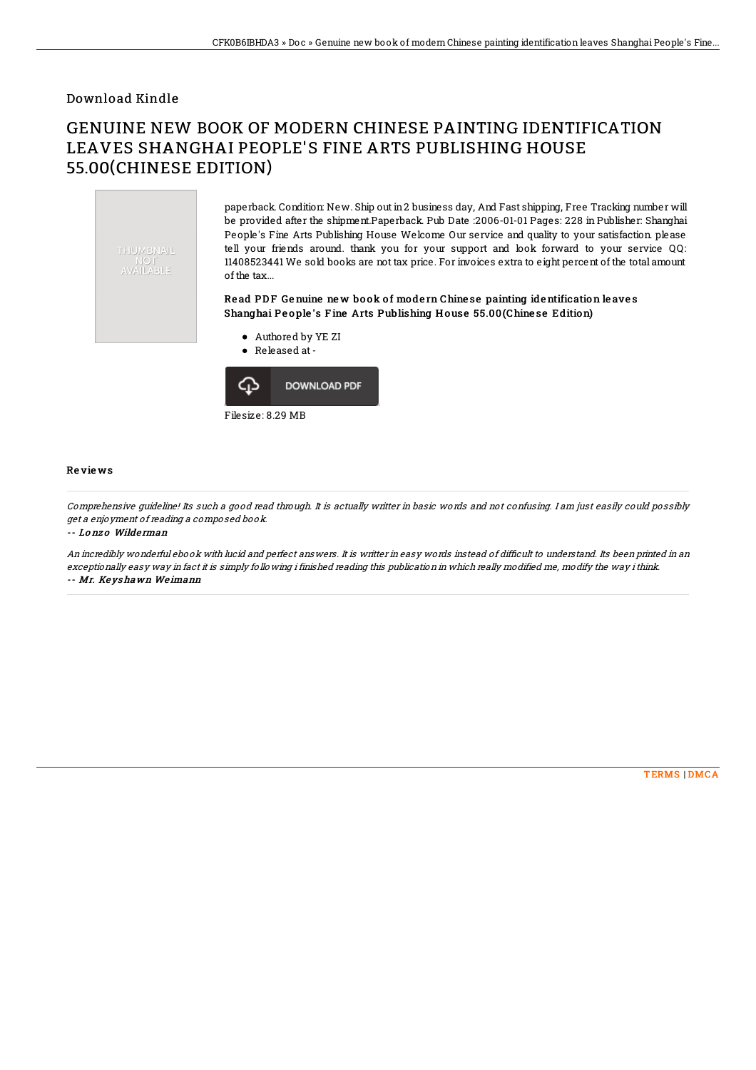Download Kindle

# GENUINE NEW BOOK OF MODERN CHINESE PAINTING IDENTIFICATION LEAVES SHANGHAI PEOPLE'S FINE ARTS PUBLISHING HOUSE 55.00(CHINESE EDITION)

paperback. Condition: New. Ship out in 2 business day, And Fast shipping, Free Tracking number will be provided after the shipment.Paperback. Pub Date :2006-01-01 Pages: 228 in Publisher: Shanghai People's Fine Arts Publishing House Welcome Our service and quality to your satisfaction. please tell your friends around. thank you for your support and look forward to your service QQ: 11408523441 We sold books are not tax price. For invoices extra to eight percent of the total amount of the tax...

### Read PDF Genuine new book of modern Chinese painting identification leaves Shanghai People's Fine Arts Publishing House 55.00(Chinese Edition)

- Authored by YE ZI
- Released at -

Filesize: 8.29 MB

## Reviews

*Comprehensive guideline! Its such a good read through. It is actually writter in basic words and not confusing. I am just easily could possibly get a enjoyment of reading a composed book.*

*-- Lonzo Wilderman*

*An incredibly wonderful ebook with lucid and perfect answers. It is writter in easy words instead of difficult to understand. Its been printed in an exceptionally easy way in fact it is simply following i finished reading this publication in which really modified me, modify the way i think.*

*-- Mr. Keyshawn Weimann*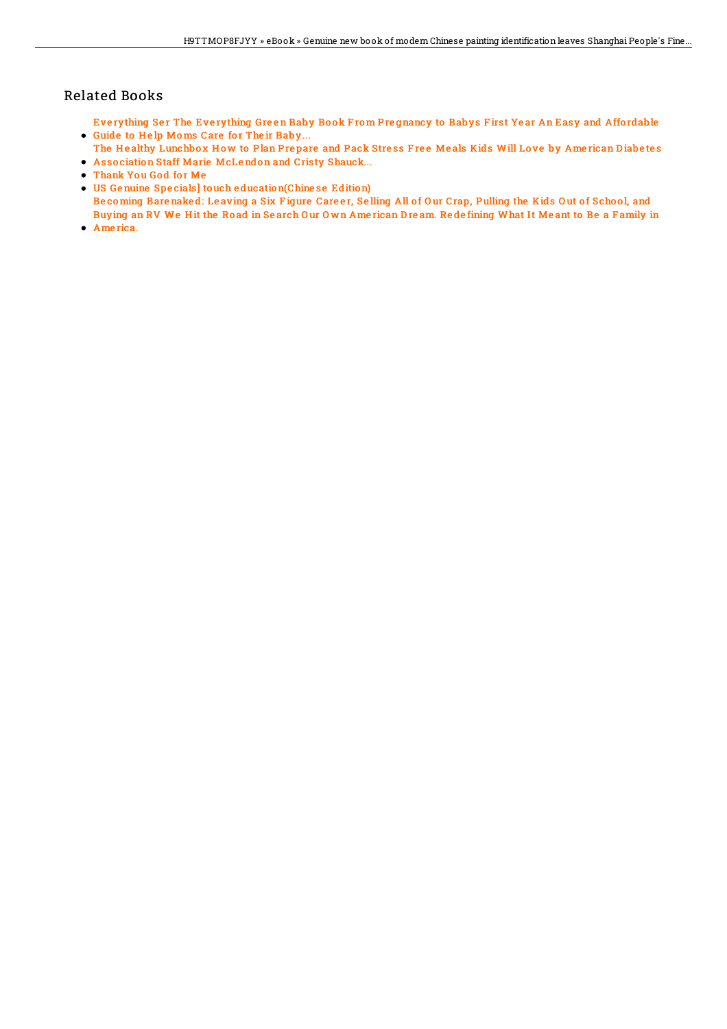## Related Books

- Everything Ser The Everything Green Baby Book From Pregnancy to Babys First Year An Easy and Affordable Guide to Help Moms Care for Their Baby...
- The Healthy Lunchbox How to Plan Prepare and Pack Stress Free Meals Kids Will Love by American Diabetes Association Staff Marie McLendon and Cristy Shauck...
- Thank You God for Me
- US Genuine Specials] touch education(Chinese Edition)
- Becoming Barenaked: Leaving a Six Figure Career, Selling All of Our Crap, Pulling the Kids Out of School, and Buying an RV We Hit the Road in Search Our Own American Dream. Redefining What It Meant to Be a Family in America.